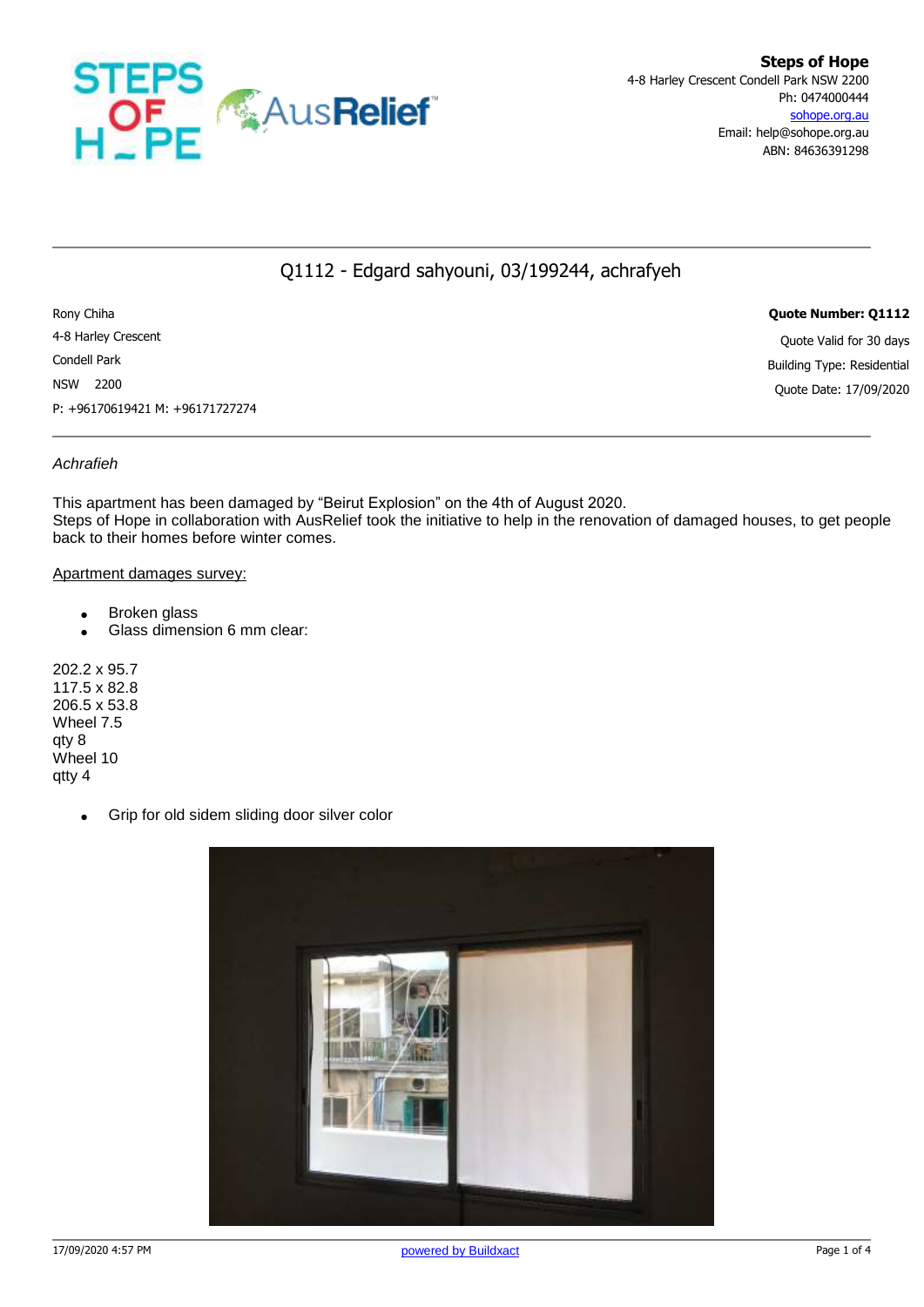**Steps of Hope**
4-8 Harley Crescent Condell Park NSW 2200
Ph: 0474000444
sohope.org.au
Email: help@sohope.org.au
ABN: 84636391298

# Q1112 - Edgard sahyouni, 03/199244, achrafyeh

Rony Chiha
4-8 Harley Crescent
Condell Park
NSW 2200
P: +96170619421 M: +96171727274

**Quote Number: Q1112**
Quote Valid for 30 days
Building Type: Residential
Quote Date: 17/09/2020

*Achrafieh*

This apartment has been damaged by "Beirut Explosion" on the 4th of August 2020.
Steps of Hope in collaboration with AusRelief took the initiative to help in the renovation of damaged houses, to get people back to their homes before winter comes.

Apartment damages survey:

- Broken glass
- Glass dimension 6 mm clear:

202.2 x 95.7
117.5 x 82.8
206.5 x 53.8
Wheel 7.5
qty 8
Wheel 10
qtty 4

- Grip for old sidem sliding door silver color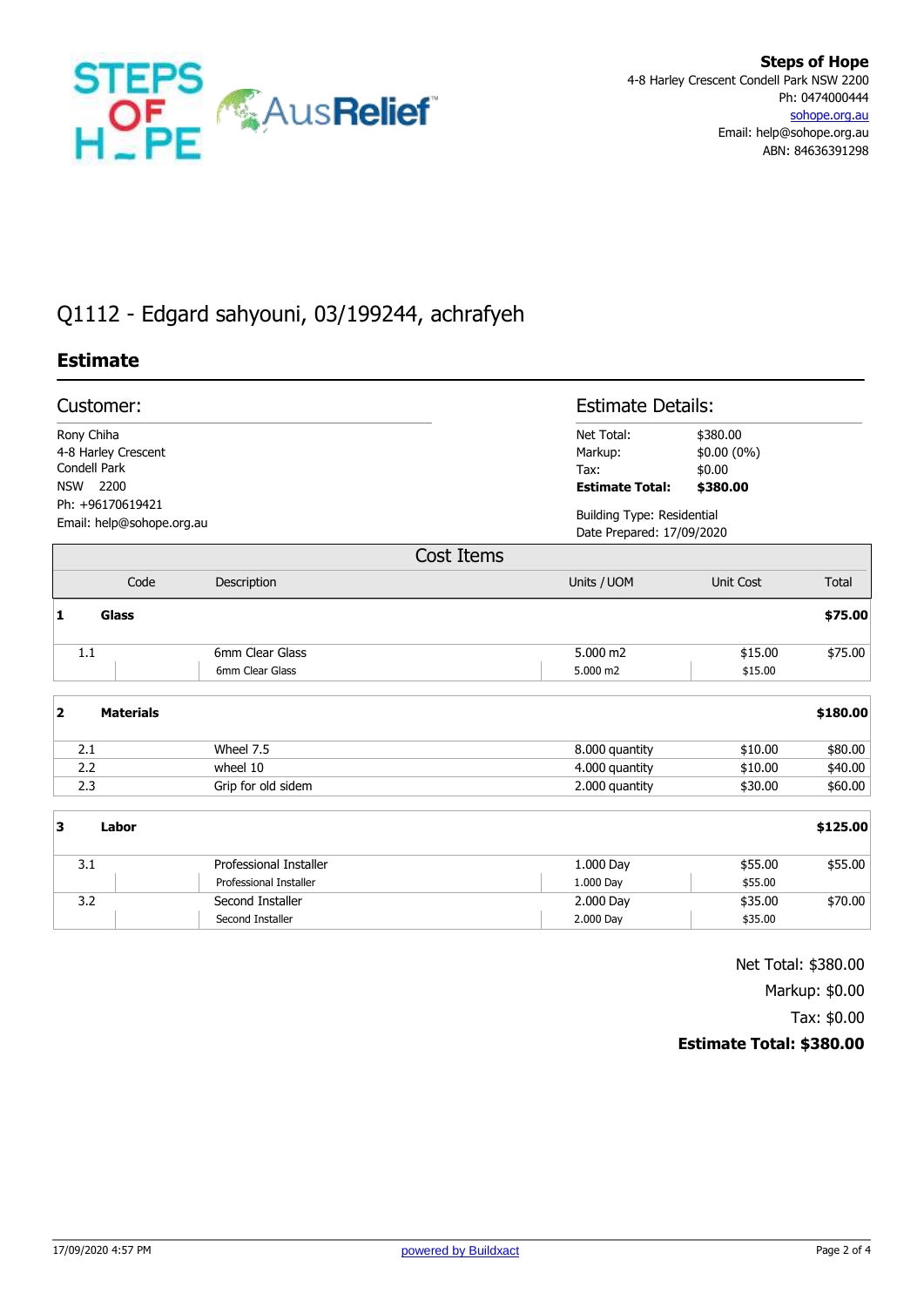**Steps of Hope**
4-8 Harley Crescent Condell Park NSW 2200
Ph: 0474000444
sohope.org.au
Email: help@sohope.org.au
ABN: 84636391298

# Q1112 - Edgard sahyouni, 03/199244, achrafyeh

## Estimate

### Customer:

Rony Chiha
4-8 Harley Crescent
Condell Park
NSW 2200
Ph: +96170619421
Email: help@sohope.org.au

### Estimate Details:

| | |
|---|---|
| Net Total: | $380.00 |
| Markup: | $0.00 (0%) |
| Tax: | $0.00 |
| **Estimate Total:** | **$380.00** |

Building Type: Residential
Date Prepared: 17/09/2020

### Cost Items

| Code | Description | Units / UOM | Unit Cost | Total |
|---|---|---|---|---|
| **1** | **Glass** | | | **$75.00** |
| 1.1 | 6mm Clear Glass<br>6mm Clear Glass | 5.000 m2<br>5.000 m2 | $15.00<br>$15.00 | $75.00 |
| **2** | **Materials** | | | **$180.00** |
| 2.1 | Wheel 7.5 | 8.000 quantity | $10.00 | $80.00 |
| 2.2 | wheel 10 | 4.000 quantity | $10.00 | $40.00 |
| 2.3 | Grip for old sidem | 2.000 quantity | $30.00 | $60.00 |
| **3** | **Labor** | | | **$125.00** |
| 3.1 | Professional Installer<br>Professional Installer | 1.000 Day<br>1.000 Day | $55.00<br>$55.00 | $55.00 |
| 3.2 | Second Installer<br>Second Installer | 2.000 Day<br>2.000 Day | $35.00<br>$35.00 | $70.00 |

Net Total: $380.00
Markup: $0.00
Tax: $0.00
**Estimate Total: $380.00**

17/09/2020 4:57 PM
powered by Buildxact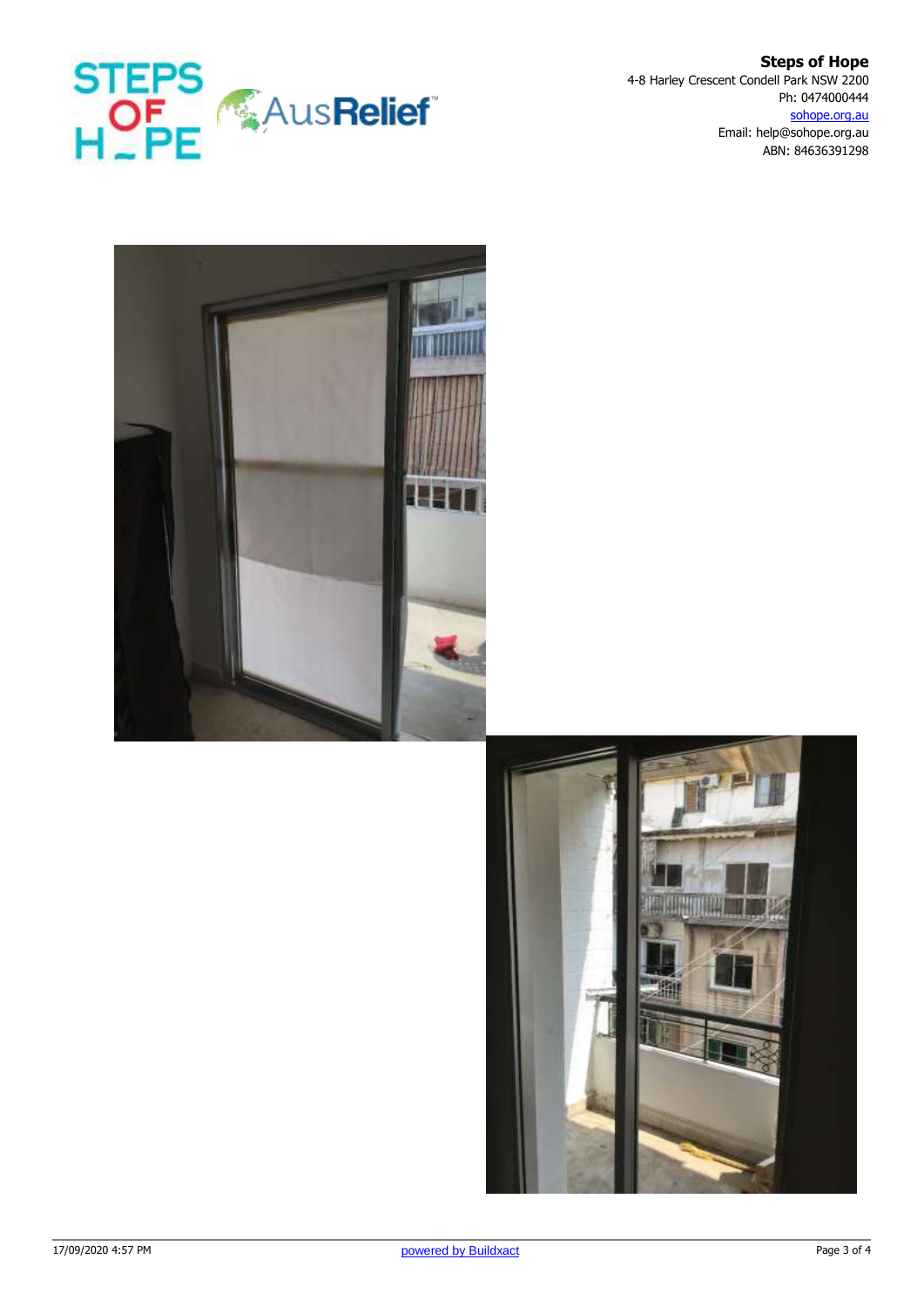**Steps of Hope**
4-8 Harley Crescent Condell Park NSW 2200
Ph: 0474000444
sohope.org.au
Email: help@sohope.org.au
ABN: 84636391298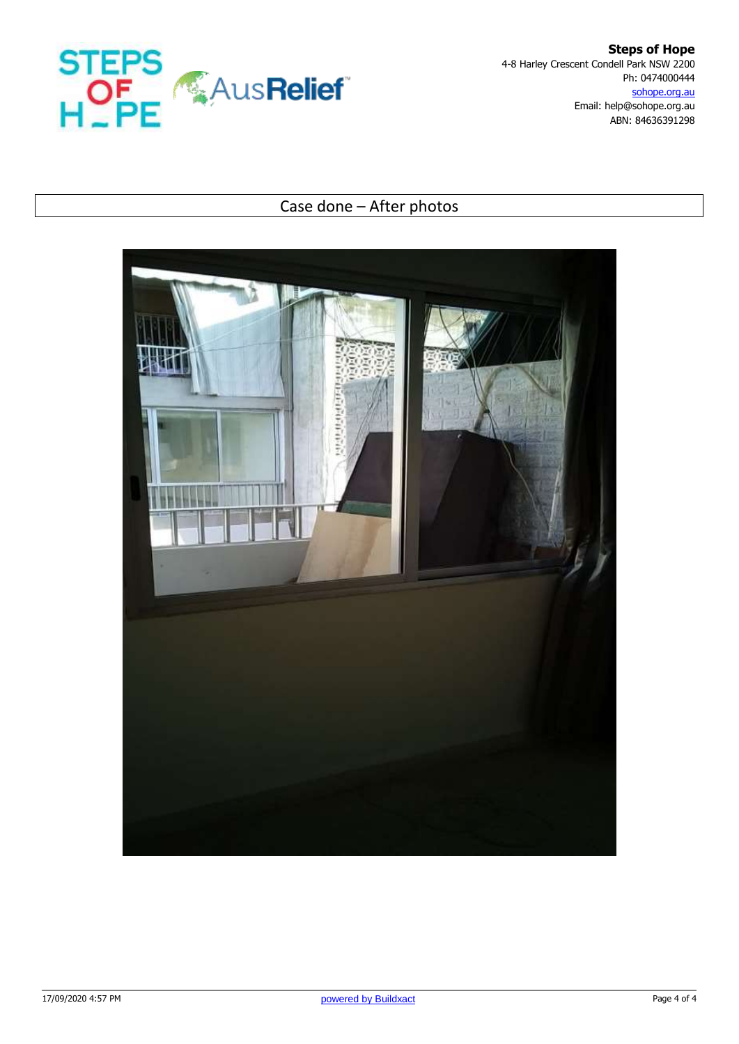**Steps of Hope**
4-8 Harley Crescent Condell Park NSW 2200
Ph: 0474000444
sohope.org.au
Email: help@sohope.org.au
ABN: 84636391298

## Case done – After photos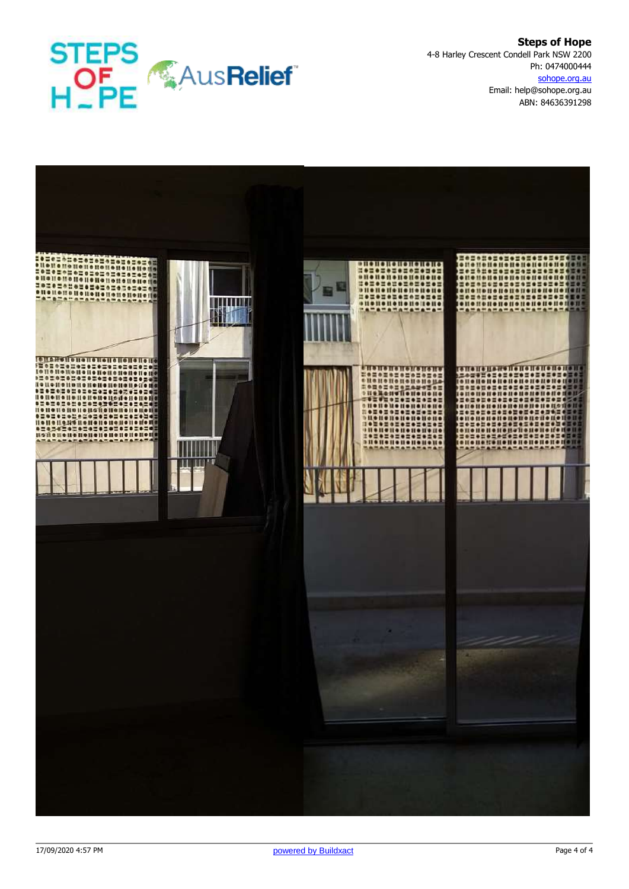**Steps of Hope**
4-8 Harley Crescent Condell Park NSW 2200
Ph: 0474000444
sohope.org.au
Email: help@sohope.org.au
ABN: 84636391298

17/09/2020 4:57 PM

powered by Buildxact